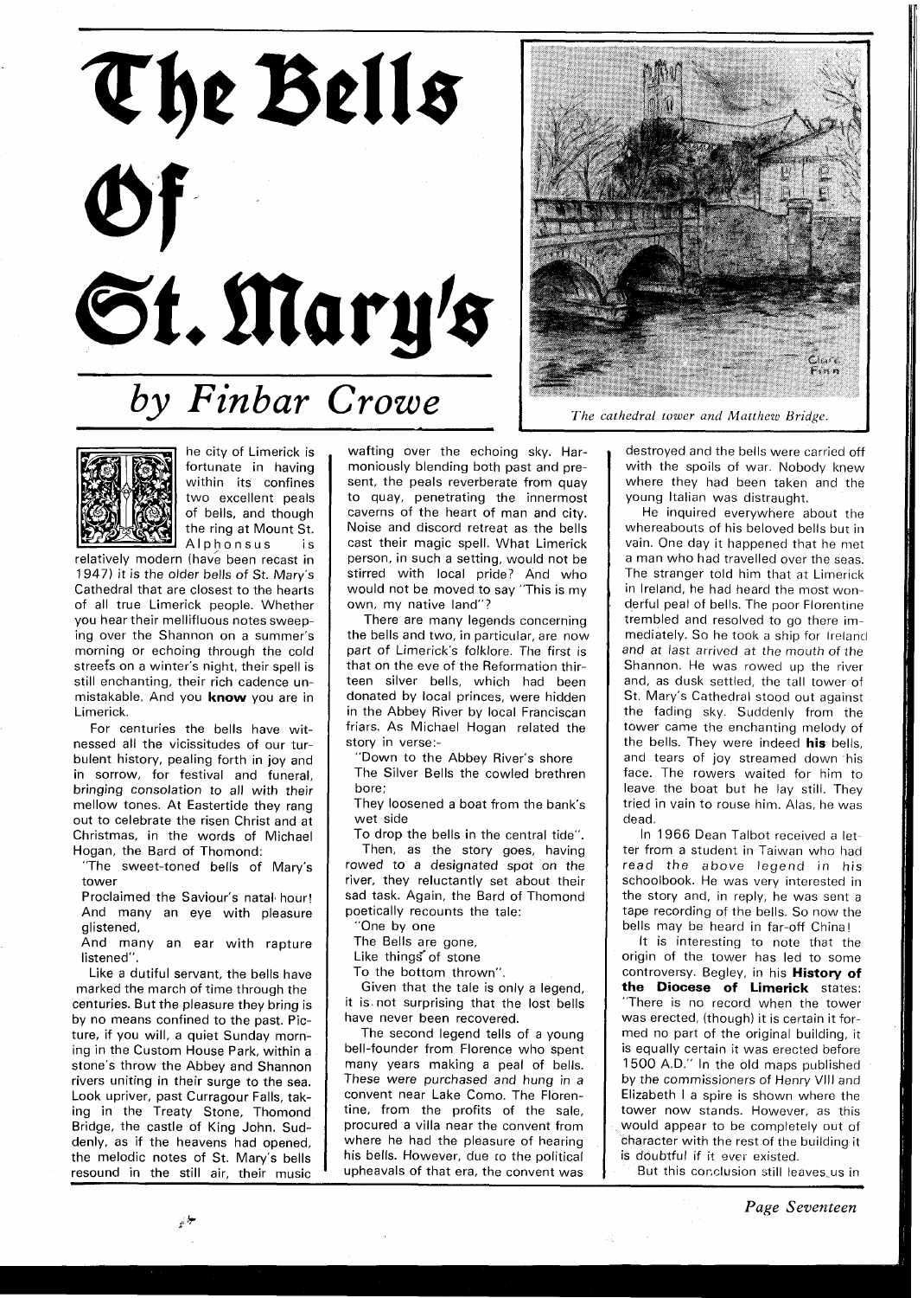# The Bells Of St. Mary's

## *by Finbar Crowe*

*The cathedral tower and Matthew Bridge.*

The city of Limerick is fortunate in having within its confines two excellent peals of bells, and though the ring at Mount St. Alphonsus is relatively modern (have been recast in 1947) it is the older bells of St. Mary's Cathedral that are closest to the hearts of all true Limerick people. Whether you hear their mellifluous notes sweeping over the Shannon on a summer's morning or echoing through the cold streets on a winter's night, their spell is still enchanting, their rich cadence unmistakable. And you **know** you are in Limerick.

For centuries the bells have witnessed all the vicissitudes of our turbulent history, pealing forth in joy and in sorrow, for festival and funeral, bringing consolation to all with their mellow tones. At Eastertide they rang out to celebrate the risen Christ and at Christmas, in the words of Michael Hogan, the Bard of Thomond:

"The sweet-toned bells of Mary's tower
Proclaimed the Saviour's natal hour!
And many an eye with pleasure glistened,
And many an ear with rapture listened".

Like a dutiful servant, the bells have marked the march of time through the centuries. But the pleasure they bring is by no means confined to the past. Picture, if you will, a quiet Sunday morning in the Custom House Park, within a stone's throw the Abbey and Shannon rivers uniting in their surge to the sea. Look upriver, past Curragour Falls, taking in the Treaty Stone, Thomond Bridge, the castle of King John. Suddenly, as if the heavens had opened, the melodic notes of St. Mary's bells resound in the still air, their music wafting over the echoing sky. Harmoniously blending both past and present, the peals reverberate from quay to quay, penetrating the innermost caverns of the heart of man and city. Noise and discord retreat as the bells cast their magic spell. What Limerick person, in such a setting, would not be stirred with local pride? And who would not be moved to say "This is my own, my native land"?

There are many legends concerning the bells and two, in particular, are now part of Limerick's folklore. The first is that on the eve of the Reformation thirteen silver bells, which had been donated by local princes, were hidden in the Abbey River by local Franciscan friars. As Michael Hogan related the story in verse:-

"Down to the Abbey River's shore
The Silver Bells the cowled brethren bore;
They loosened a boat from the bank's wet side
To drop the bells in the central tide".

Then, as the story goes, having rowed to a designated spot on the river, they reluctantly set about their sad task. Again, the Bard of Thomond poetically recounts the tale:

"One by one
The Bells are gone,
Like things of stone
To the bottom thrown".

Given that the tale is only a legend, it is not surprising that the lost bells have never been recovered.

The second legend tells of a young bell-founder from Florence who spent many years making a peal of bells. These were purchased and hung in a convent near Lake Como. The Florentine, from the profits of the sale, procured a villa near the convent from where he had the pleasure of hearing his bells. However, due to the political upheavals of that era, the convent was destroyed and the bells were carried off with the spoils of war. Nobody knew where they had been taken and the young Italian was distraught.

He inquired everywhere about the whereabouts of his beloved bells but in vain. One day it happened that he met a man who had travelled over the seas. The stranger told him that at Limerick in Ireland, he had heard the most wonderful peal of bells. The poor Florentine trembled and resolved to go there immediately. So he took a ship for Ireland and at last arrived at the mouth of the Shannon. He was rowed up the river and, as dusk settled, the tall tower of St. Mary's Cathedral stood out against the fading sky. Suddenly from the tower came the enchanting melody of the bells. They were indeed **his** bells, and tears of joy streamed down his face. The rowers waited for him to leave the boat but he lay still. They tried in vain to rouse him. Alas, he was dead.

In 1966 Dean Talbot received a letter from a student in Taiwan who had read the above legend in his schoolbook. He was very interested in the story and, in reply, he was sent a tape recording of the bells. So now the bells may be heard in far-off China!

It is interesting to note that the origin of the tower has led to some controversy. Begley, in his **History of the Diocese of Limerick** states: "There is no record when the tower was erected, (though) it is certain it formed no part of the original building, it is equally certain it was erected before 1500 A.D." In the old maps published by the commissioners of Henry VIII and Elizabeth I a spire is shown where the tower now stands. However, as this would appear to be completely out of character with the rest of the building it is doubtful if it ever existed.

But this conclusion still leaves us in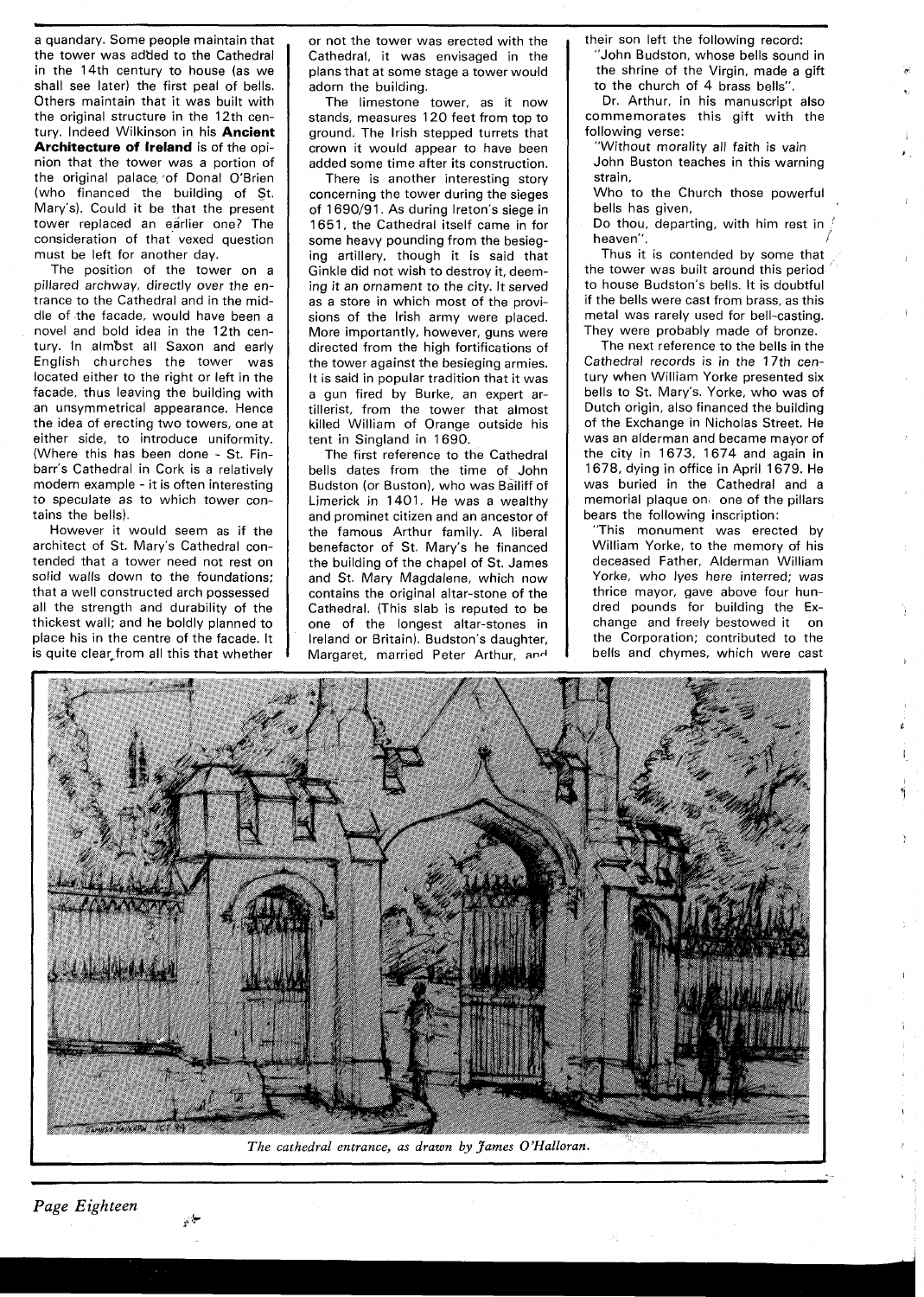a quandary. Some people maintain that the tower was added to the Cathedral in the 14th century to house (as we shall see later) the first peal of bells. Others maintain that it was built with the original structure in the 12th century. Indeed Wilkinson in his **Ancient Architecture of Ireland** is of the opinion that the tower was a portion of the original palace of Donal O'Brien (who financed the building of St. Mary's). Could it be that the present tower replaced an earlier one? The consideration of that vexed question must be left for another day.

The position of the tower on a pillared archway, directly over the entrance to the Cathedral and in the middle of the facade, would have been a novel and bold idea in the 12th century. In almost all Saxon and early English churches the tower was located either to the right or left in the facade, thus leaving the building with an unsymmetrical appearance. Hence the idea of erecting two towers, one at either side, to introduce uniformity. (Where this has been done - St. Finbarr's Cathedral in Cork is a relatively modern example - it is often interesting to speculate as to which tower contains the bells).

However it would seem as if the architect of St. Mary's Cathedral contended that a tower need not rest on solid walls down to the foundations; that a well constructed arch possessed all the strength and durability of the thickest wall; and he boldly planned to place his in the centre of the facade. It is quite clear from all this that whether or not the tower was erected with the Cathedral, it was envisaged in the plans that at some stage a tower would adorn the building.

The limestone tower, as it now stands, measures 120 feet from top to ground. The Irish stepped turrets that crown it would appear to have been added some time after its construction.

There is another interesting story concerning the tower during the sieges of 1690/91. As during Ireton's siege in 1651, the Cathedral itself came in for some heavy pounding from the besieging artillery, though it is said that Ginkle did not wish to destroy it, deeming it an ornament to the city. It served as a store in which most of the provisions of the Irish army were placed. More importantly, however, guns were directed from the high fortifications of the tower against the besieging armies. It is said in popular tradition that it was a gun fired by Burke, an expert artillerist, from the tower that almost killed William of Orange outside his tent in Singland in 1690.

The first reference to the Cathedral bells dates from the time of John Budston (or Buston), who was Bailiff of Limerick in 1401. He was a wealthy and prominet citizen and an ancestor of the famous Arthur family. A liberal benefactor of St. Mary's he financed the building of the chapel of St. James and St. Mary Magdalene, which now contains the original altar-stone of the Cathedral. (This slab is reputed to be one of the longest altar-stones in Ireland or Britain). Budston's daughter, Margaret, married Peter Arthur, and their son left the following record:

"John Budston, whose bells sound in the shrine of the Virgin, made a gift to the church of 4 brass bells".

Dr. Arthur, in his manuscript also commemorates this gift with the following verse:

"Without morality all faith is vain
John Buston teaches in this warning strain,
Who to the Church those powerful bells has given,
Do thou, departing, with him rest in heaven".

Thus it is contended by some that the tower was built around this period to house Budston's bells. It is doubtful if the bells were cast from brass, as this metal was rarely used for bell-casting. They were probably made of bronze.

The next reference to the bells in the Cathedral records is in the 17th century when William Yorke presented six bells to St. Mary's. Yorke, who was of Dutch origin, also financed the building of the Exchange in Nicholas Street. He was an alderman and became mayor of the city in 1673, 1674 and again in 1678, dying in office in April 1679. He was buried in the Cathedral and a memorial plaque on one of the pillars bears the following inscription:

"This monument was erected by William Yorke, to the memory of his deceased Father, Alderman William Yorke, who lyes here interred; was thrice mayor, gave above four hundred pounds for building the Exchange and freely bestowed it on the Corporation; contributed to the bells and chymes, which were cast

*The cathedral entrance, as drawn by James O'Halloran.*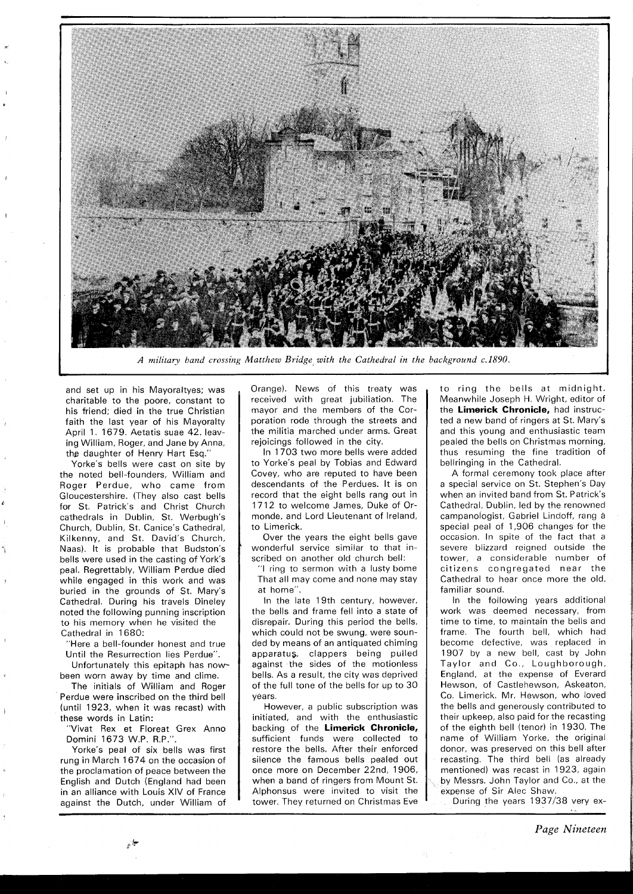*A military band crossing Matthew Bridge with the Cathedral in the background c.1890.*

and set up in his Mayoraltyes; was charitable to the poore, constant to his friend; died in the true Christian faith the last year of his Mayoralty April 1. 1679. Aetatis suae 42. leaving William, Roger, and Jane by Anna, the daughter of Henry Hart Esq."

Yorke's bells were cast on site by the noted bell-founders, William and Roger Perdue, who came from Gloucestershire. (They also cast bells for St. Patrick's and Christ Church cathedrals in Dublin, St. Werbugh's Church, Dublin, St. Canice's Cathedral, Kilkenny, and St. David's Church, Naas). It is probable that Budston's bells were used in the casting of York's peal. Regrettably, William Perdue died while engaged in this work and was buried in the grounds of St. Mary's Cathedral. During his travels Dineley noted the following punning inscription to his memory when he visited the Cathedral in 1680:

"Here a bell-founder honest and true
Until the Resurrection lies Perdue".

Unfortunately this epitaph has now been worn away by time and clime.

The initials of William and Roger Perdue were inscribed on the third bell (until 1923, when it was recast) with these words in Latin:

"Vivat Rex et Floreat Grex Anno Domini 1673 W.P. R.P.".

Yorke's peal of six bells was first rung in March 1674 on the occasion of the proclamation of peace between the English and Dutch (England had been in an alliance with Louis XIV of France against the Dutch, under William of Orange). News of this treaty was received with great jubiliation. The mayor and the members of the Corporation rode through the streets and the militia marched under arms. Great rejoicings followed in the city.

In 1703 two more bells were added to Yorke's peal by Tobias and Edward Covey, who are reputed to have been descendants of the Perdues. It is on record that the eight bells rang out in 1712 to welcome James, Duke of Ormonde, and Lord Lieutenant of Ireland, to Limerick.

Over the years the eight bells gave wonderful service similar to that inscribed on another old church bell:

"I ring to sermon with a lusty bome
That all may come and none may stay at home".

In the late 19th century, however, the bells and frame fell into a state of disrepair. During this period the bells, which could not be swung, were sounded by means of an antiquated chiming apparatus, clappers being pulled against the sides of the motionless bells. As a result, the city was deprived of the full tone of the bells for up to 30 years.

However, a public subscription was initiated, and with the enthusiastic backing of the **Limerick Chronicle,** sufficient funds were collected to restore the bells. After their enforced silence the famous bells pealed out once more on December 22nd, 1906, when a band of ringers from Mount St. Alphonsus were invited to visit the tower. They returned on Christmas Eve to ring the bells at midnight. Meanwhile Joseph H. Wright, editor of the **Limerick Chronicle,** had instructed a new band of ringers at St. Mary's and this young and enthusiastic team pealed the bells on Christmas morning, thus resuming the fine tradition of bellringing in the Cathedral.

A formal ceremony took place after a special service on St. Stephen's Day when an invited band from St. Patrick's Cathedral, Dublin, led by the renowned campanologist, Gabriel Lindoff, rang a special peal of 1,906 changes for the occasion. In spite of the fact that a severe blizzard reigned outside the tower, a considerable number of citizens congregated near the Cathedral to hear once more the old, familiar sound.

In the following years additional work was deemed necessary, from time to time, to maintain the bells and frame. The fourth bell, which had become defective, was replaced in 1907 by a new bell, cast by John Taylor and Co., Loughborough, England, at the expense of Everard Hewson, of Castlehewson, Askeaton, Co. Limerick. Mr. Hewson, who loved the bells and generously contributed to their upkeep, also paid for the recasting of the eighth bell (tenor) in 1930. The name of William Yorke, the original donor, was preserved on this bell after recasting. The third bell (as already mentioned) was recast in 1923, again by Messrs. John Taylor and Co., at the expense of Sir Alec Shaw.

During the years 1937/38 very ex-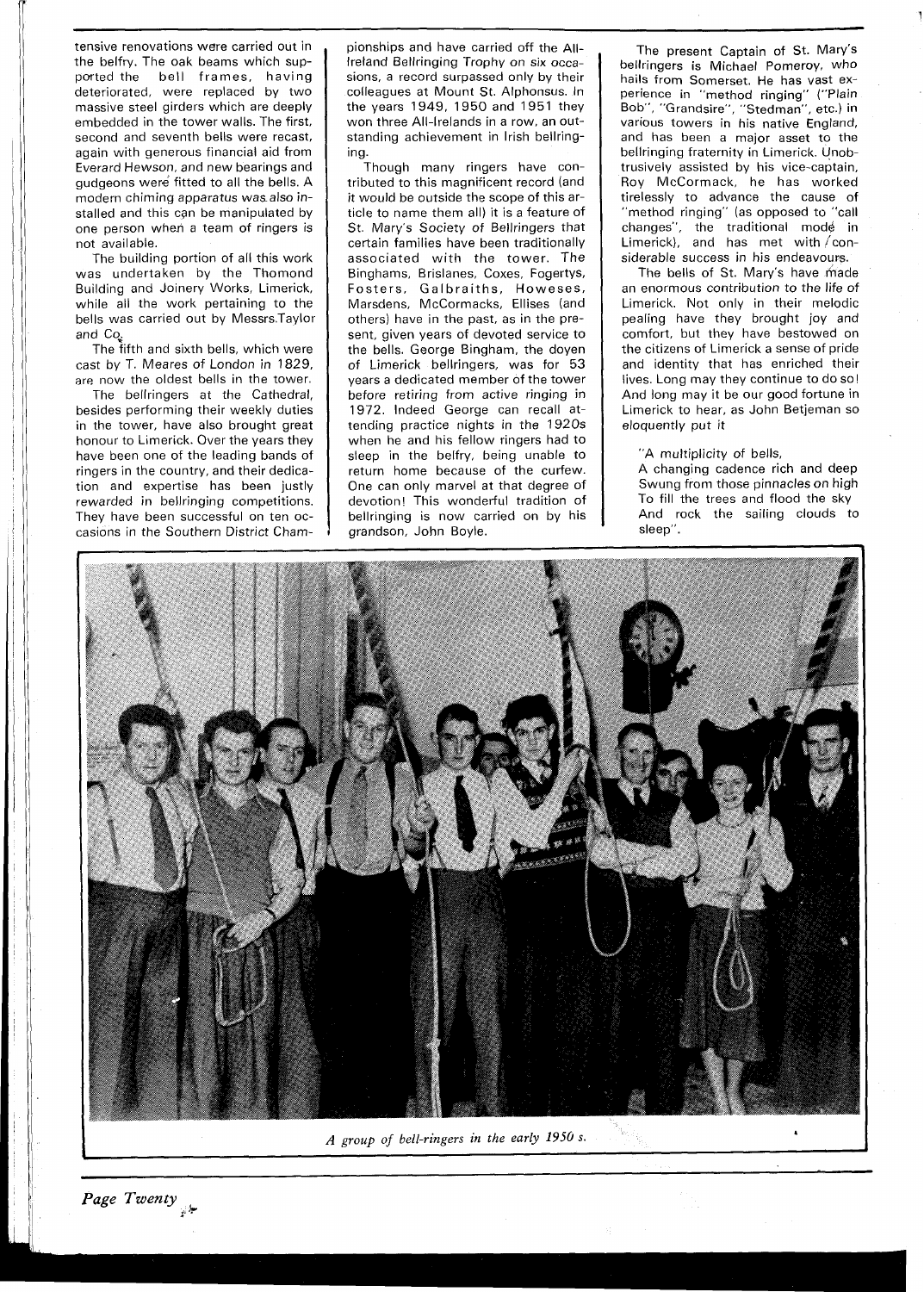tensive renovations were carried out in the belfry. The oak beams which supported the bell frames, having deteriorated, were replaced by two massive steel girders which are deeply embedded in the tower walls. The first, second and seventh bells were recast, again with generous financial aid from Everard Hewson, and new bearings and gudgeons were fitted to all the bells. A modern chiming apparatus was also installed and this can be manipulated by one person when a team of ringers is not available.

The building portion of all this work was undertaken by the Thomond Building and Joinery Works, Limerick, while all the work pertaining to the bells was carried out by Messrs.Taylor and Co.

The fifth and sixth bells, which were cast by T. Meares of London in 1829, are now the oldest bells in the tower.

The bellringers at the Cathedral, besides performing their weekly duties in the tower, have also brought great honour to Limerick. Over the years they have been one of the leading bands of ringers in the country, and their dedication and expertise has been justly rewarded in bellringing competitions. They have been successful on ten occasions in the Southern District Championships and have carried off the All-Ireland Bellringing Trophy on six occasions, a record surpassed only by their colleagues at Mount St. Alphonsus. In the years 1949, 1950 and 1951 they won three All-Irelands in a row, an outstanding achievement in Irish bellringing.

Though many ringers have contributed to this magnificent record (and it would be outside the scope of this article to name them all) it is a feature of St. Mary's Society of Bellringers that certain families have been traditionally associated with the tower. The Binghams, Brislanes, Coxes, Fogertys, Fosters, Galbraiths, Howeses, Marsdens, McCormacks, Ellises (and others) have in the past, as in the present, given years of devoted service to the bells. George Bingham, the doyen of Limerick bellringers, was for 53 years a dedicated member of the tower before retiring from active ringing in 1972. Indeed George can recall attending practice nights in the 1920s when he and his fellow ringers had to sleep in the belfry, being unable to return home because of the curfew. One can only marvel at that degree of devotion! This wonderful tradition of bellringing is now carried on by his grandson, John Boyle.

The present Captain of St. Mary's bellringers is Michael Pomeroy, who hails from Somerset. He has vast experience in "method ringing" ("Plain Bob", "Grandsire", "Stedman", etc.) in various towers in his native England, and has been a major asset to the bellringing fraternity in Limerick. Unobtrusively assisted by his vice-captain, Roy McCormack, he has worked tirelessly to advance the cause of "method ringing" (as opposed to "call changes", the traditional mode in Limerick), and has met with considerable success in his endeavours.

The bells of St. Mary's have made an enormous contribution to the life of Limerick. Not only in their melodic pealing have they brought joy and comfort, but they have bestowed on the citizens of Limerick a sense of pride and identity that has enriched their lives. Long may they continue to do so! And long may it be our good fortune in Limerick to hear, as John Betjeman so eloquently put it

> "A multiplicity of bells,
> A changing cadence rich and deep
> Swung from those pinnacles on high
> To fill the trees and flood the sky
> And rock the sailing clouds to sleep".

*A group of bell-ringers in the early 1950 s.*